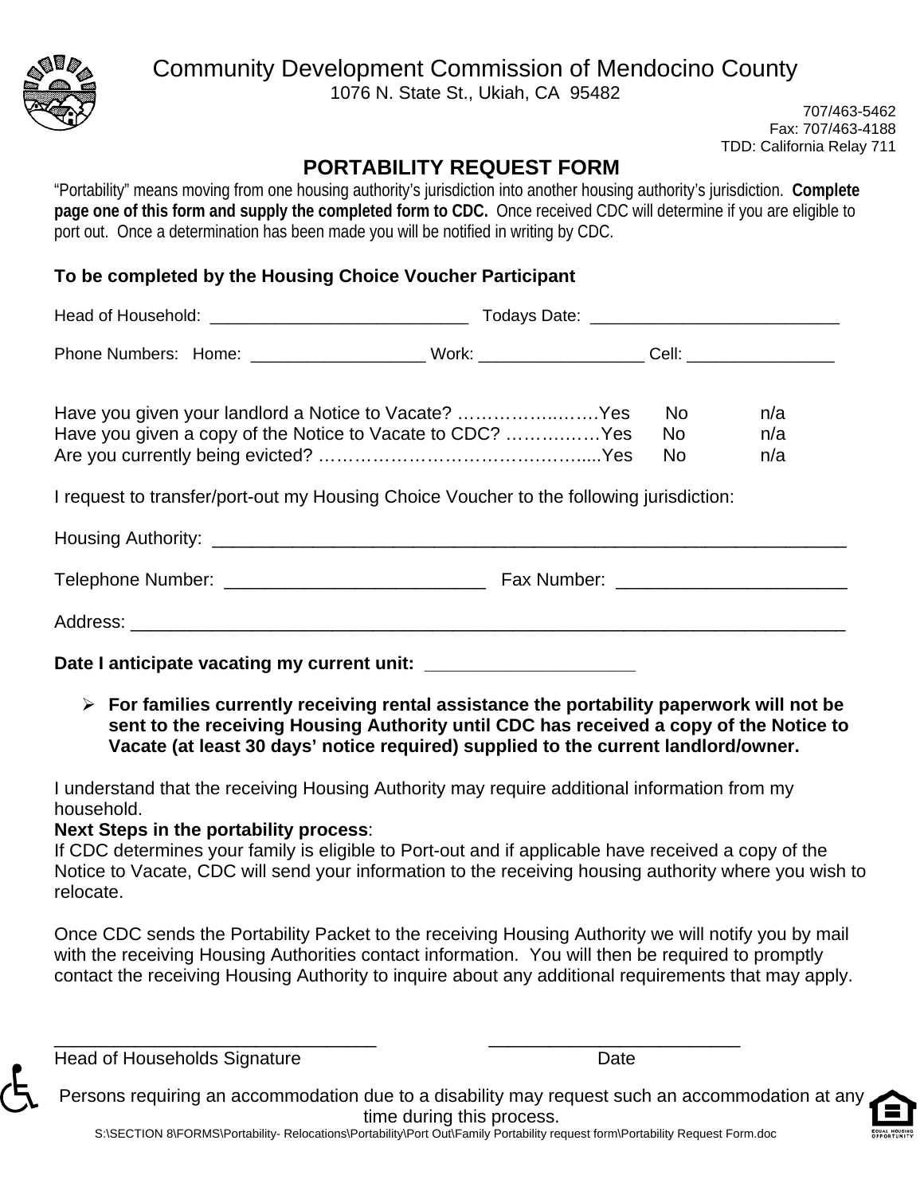# Community Development Commission of Mendocino County

1076 N. State St., Ukiah, CA 95482

707/463-5462
Fax: 707/463-4188
TDD: California Relay 711

## PORTABILITY REQUEST FORM

"Portability" means moving from one housing authority's jurisdiction into another housing authority's jurisdiction. **Complete page one of this form and supply the completed form to CDC.** Once received CDC will determine if you are eligible to port out. Once a determination has been made you will be notified in writing by CDC.

**To be completed by the Housing Choice Voucher Participant**

Head of Household: ____________________________ Todays Date: ___________________________

Phone Numbers: Home: __________________ Work: _________________ Cell: ________________

Have you given your landlord a Notice to Vacate? ……………..…….Yes No n/a
Have you given a copy of the Notice to Vacate to CDC? ……….….…Yes No n/a
Are you currently being evicted? ……………………………………......Yes No n/a

I request to transfer/port-out my Housing Choice Voucher to the following jurisdiction:

Housing Authority: _______________________________________________________________

Telephone Number: __________________________ Fax Number: ______________________

Address: _______________________________________________________________________

**Date I anticipate vacating my current unit: ____________________**

- **For families currently receiving rental assistance the portability paperwork will not be sent to the receiving Housing Authority until CDC has received a copy of the Notice to Vacate (at least 30 days' notice required) supplied to the current landlord/owner.**

I understand that the receiving Housing Authority may require additional information from my household.

**Next Steps in the portability process**:
If CDC determines your family is eligible to Port-out and if applicable have received a copy of the Notice to Vacate, CDC will send your information to the receiving housing authority where you wish to relocate.

Once CDC sends the Portability Packet to the receiving Housing Authority we will notify you by mail with the receiving Housing Authorities contact information. You will then be required to promptly contact the receiving Housing Authority to inquire about any additional requirements that may apply.

______________________________ ________________________
Head of Households Signature Date

Persons requiring an accommodation due to a disability may request such an accommodation at any time during this process.

S:\SECTION 8\FORMS\Portability- Relocations\Portability\Port Out\Family Portability request form\Portability Request Form.doc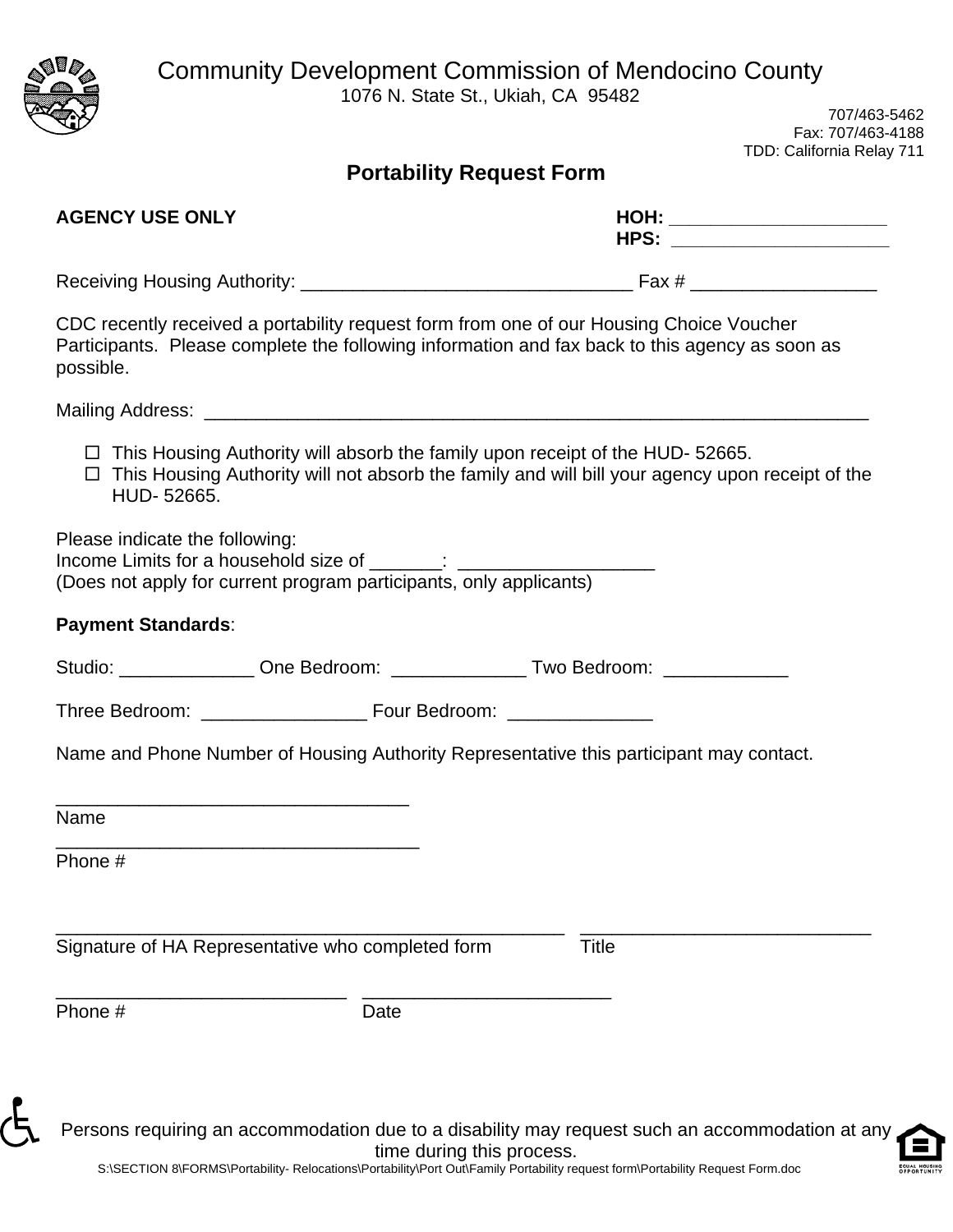# Community Development Commission of Mendocino County

1076 N. State St., Ukiah, CA 95482

707/463-5462
Fax: 707/463-4188
TDD: California Relay 711

## Portability Request Form

**AGENCY USE ONLY**

**HOH:** ______________________
**HPS:** ______________________

Receiving Housing Authority: _________________________________ Fax # __________________

CDC recently received a portability request form from one of our Housing Choice Voucher Participants. Please complete the following information and fax back to this agency as soon as possible.

Mailing Address: ______________________________________________________________________

- ☐ This Housing Authority will absorb the family upon receipt of the HUD- 52665.
- ☐ This Housing Authority will not absorb the family and will bill your agency upon receipt of the HUD- 52665.

Please indicate the following:
Income Limits for a household size of _______: ___________________
(Does not apply for current program participants, only applicants)

**Payment Standards**:

Studio: _____________ One Bedroom: _____________ Two Bedroom: ____________

Three Bedroom: ________________ Four Bedroom: ______________

Name and Phone Number of Housing Authority Representative this participant may contact.

___________________________________
Name

____________________________________
Phone #

___________________________________________________ _____________________________
Signature of HA Representative who completed form Title

____________________________ ________________________
Phone # Date

Persons requiring an accommodation due to a disability may request such an accommodation at any time during this process.

S:\SECTION 8\FORMS\Portability- Relocations\Portability\Port Out\Family Portability request form\Portability Request Form.doc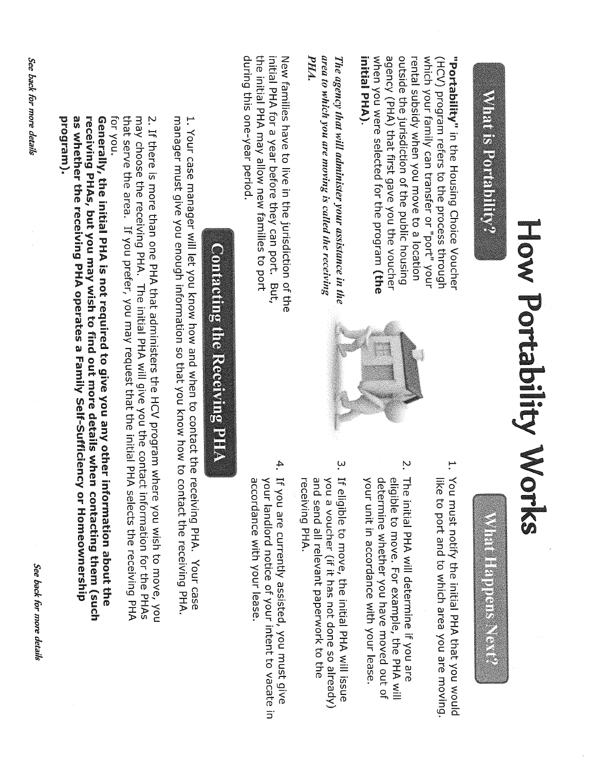# How Portability Works

## What is Portability?

**"Portability"** in the Housing Choice Voucher (HCV) program refers to the process through which your family can transfer or "port" your rental subsidy when you move to a location outside the jurisdiction of the public housing agency (PHA) that first gave you the voucher when you were selected for the program **(the initial PHA)**.

***The agency that will administer your assistance in the area to which you are moving is called the receiving PHA.***

New families have to live in the jurisdiction of the initial PHA for a year before they can port. But, the initial PHA may allow new families to port during this one-year period.

## What Happens Next?

1. You must notify the initial PHA that you would like to port and to which area you are moving.
2. The initial PHA will determine if you are eligible to move. For example, the PHA will determine whether you have moved out of your unit in accordance with your lease.
3. If eligible to move, the initial PHA will issue you a voucher (if it has not done so already) and send all relevant paperwork to the receiving PHA.
4. If you are currently assisted, you must give your landlord notice of your intent to vacate in accordance with your lease.

## Contacting the Receiving PHA

1. Your case manager will let you know how and when to contact the receiving PHA. Your case manager must give you enough information so that you know how to contact the receiving PHA.

2. If there is more than one PHA that administers the HCV program where you wish to move, you may choose the receiving PHA. The initial PHA will give you the contact information for the PHAs that serve the area. If you prefer, you may request that the initial PHA selects the receiving PHA for you.

**Generally, the initial PHA is not required to give you any other information about the receiving PHAs, but you may wish to find out more details when contacting them (such as whether the receiving PHA operates a Family Self-Sufficiency or Homeownership program).**

*See back for more details*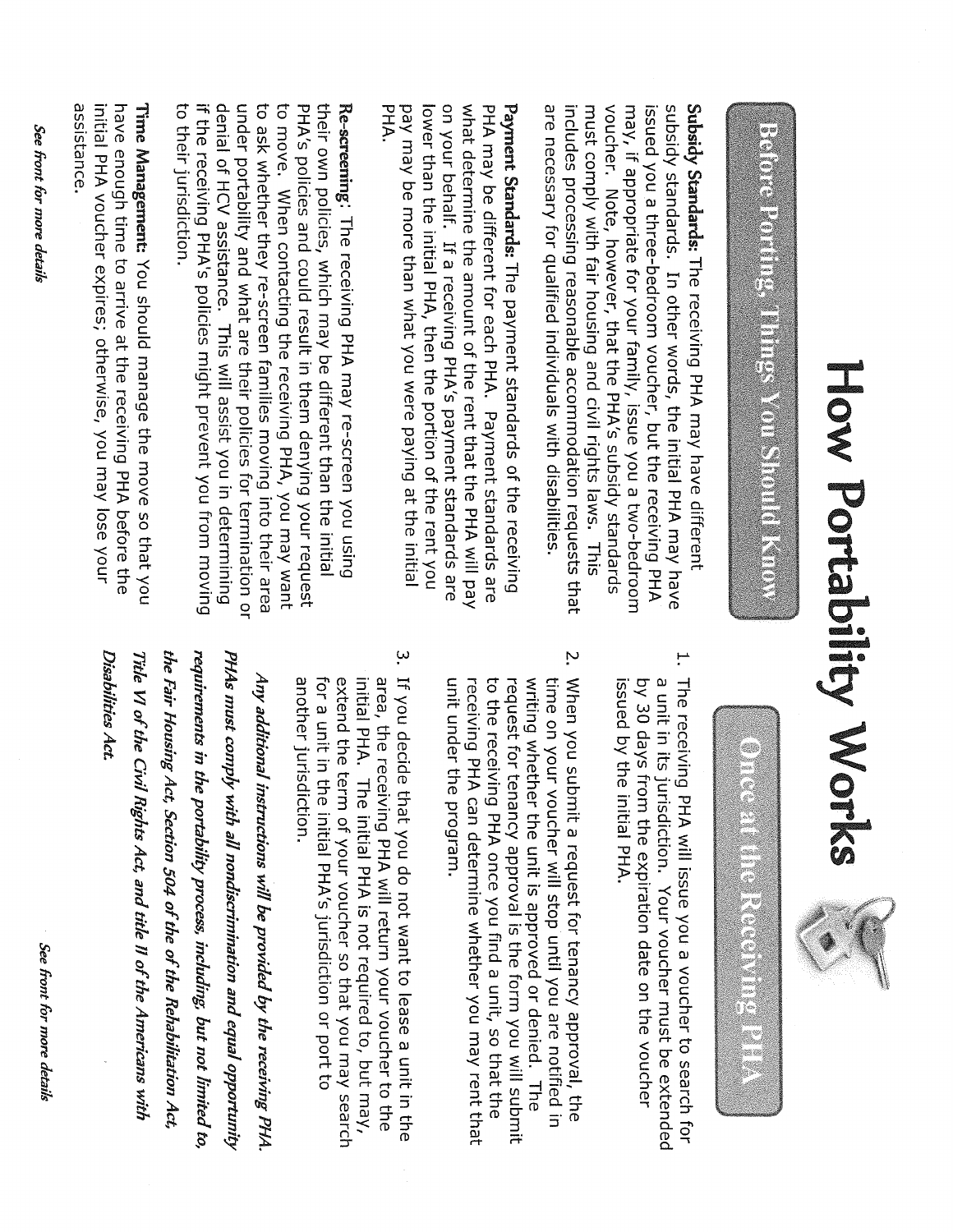# How Portability Works

## Before Porting, Things You Should Know

**Subsidy Standards:** The receiving PHA may have different subsidy standards. In other words, the initial PHA may have issued you a three-bedroom voucher, but the receiving PHA may, if appropriate for your family, issue you a two-bedroom voucher. Note, however, that the PHA's subsidy standards must comply with fair housing and civil rights laws. This includes processing reasonable accommodation requests that are necessary for qualified individuals with disabilities.

**Payment Standards:** The payment standards of the receiving PHA may be different for each PHA. Payment standards are what determine the amount of the rent that the PHA will pay on your behalf. If a receiving PHA's payment standards are lower than the initial PHA, then the portion of the rent you pay may be more than what you were paying at the initial PHA.

**Re-screening:** The receiving PHA may re-screen you using their own policies, which may be different than the initial PHA's policies and could result in them denying your request to move. When contacting the receiving PHA, you may want to ask whether they re-screen families moving into their area under portability and what are their policies for termination or denial of HCV assistance. This will assist you in determining if the receiving PHA's policies might prevent you from moving to their jurisdiction.

**Time Management:** You should manage the move so that you have enough time to arrive at the receiving PHA before the initial PHA voucher expires; otherwise, you may lose your assistance.

*See front for more details*

## Once at the Receiving PHA

1. The receiving PHA will issue you a voucher to search for a unit in its jurisdiction. Your voucher must be extended by 30 days from the expiration date on the voucher issued by the initial PHA.
2. When you submit a request for tenancy approval, the time on your voucher will stop until you are notified in writing whether the unit is approved or denied. The request for tenancy approval is the form you will submit to the receiving PHA once you find a unit, so that the receiving PHA can determine whether you may rent that unit under the program.
3. If you decide that you do not want to lease a unit in the area, the receiving PHA will return your voucher to the initial PHA. The initial PHA is not required to, but may, extend the term of your voucher so that you may search for a unit in the initial PHA's jurisdiction or port to another jurisdiction.

***Any additional instructions will be provided by the receiving PHA.***

***PHAs must comply with all nondiscrimination and equal opportunity requirements in the portability process, including, but not limited to, the Fair Housing Act, Section 504 of the of the Rehabilitation Act, Title VI of the Civil Rights Act, and title II of the Americans with Disabilities Act.***

*See front for more details*